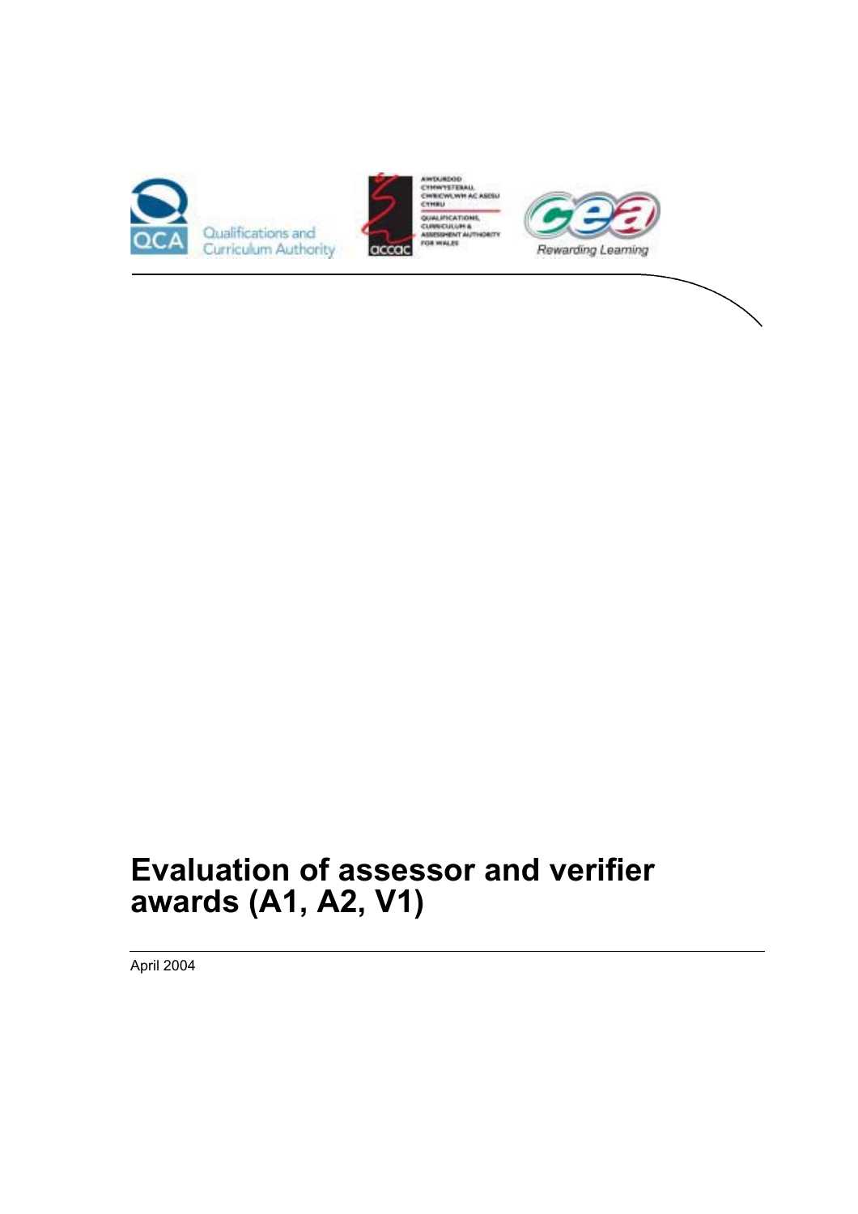Qualifications and Curriculum Authority

AWDURDOD CYMWYSTERAU, CWRICWLWM AC ASESU CYMRU

QUALIFICATIONS, CURRICULUM & ASSESSMENT AUTHORITY FOR WALES

accac

Rewarding Learning

# Evaluation of assessor and verifier awards (A1, A2, V1)

April 2004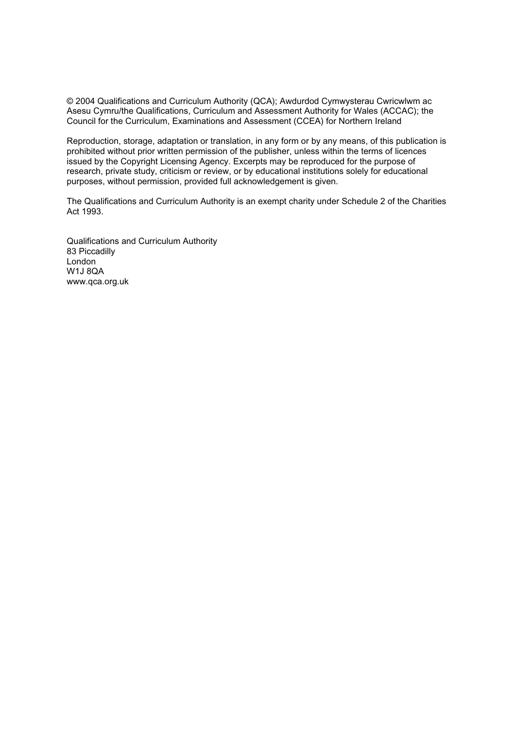© 2004 Qualifications and Curriculum Authority (QCA); Awdurdod Cymwysterau Cwricwlwm ac Asesu Cymru/the Qualifications, Curriculum and Assessment Authority for Wales (ACCAC); the Council for the Curriculum, Examinations and Assessment (CCEA) for Northern Ireland

Reproduction, storage, adaptation or translation, in any form or by any means, of this publication is prohibited without prior written permission of the publisher, unless within the terms of licences issued by the Copyright Licensing Agency. Excerpts may be reproduced for the purpose of research, private study, criticism or review, or by educational institutions solely for educational purposes, without permission, provided full acknowledgement is given.

The Qualifications and Curriculum Authority is an exempt charity under Schedule 2 of the Charities Act 1993.

Qualifications and Curriculum Authority
83 Piccadilly
London
W1J 8QA
www.qca.org.uk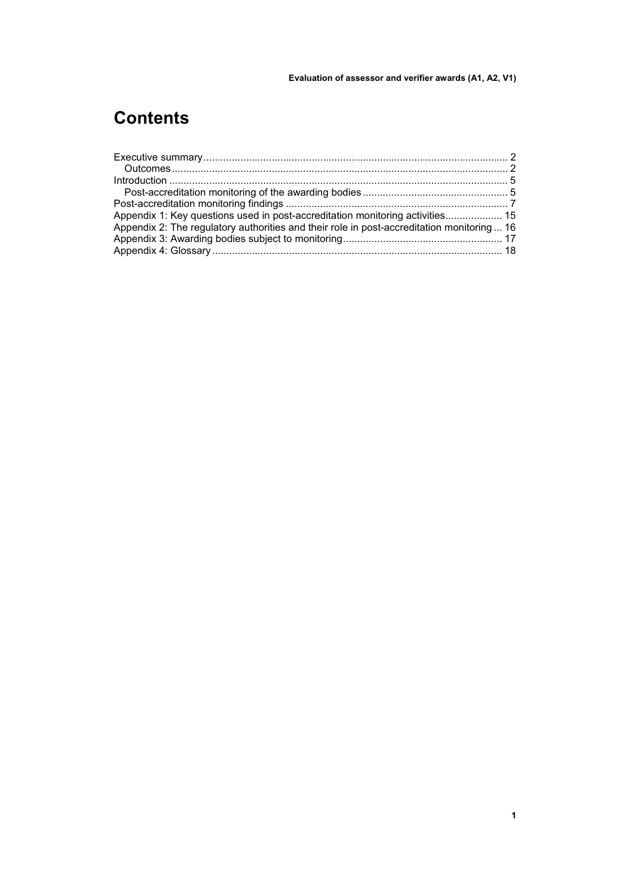# Contents

Executive summary .......................................................................................................... 2
  Outcomes ..................................................................................................................... 2
Introduction ...................................................................................................................... 5
  Post-accreditation monitoring of the awarding bodies .................................................. 5
Post-accreditation monitoring findings ............................................................................. 7
Appendix 1: Key questions used in post-accreditation monitoring activities .................... 15
Appendix 2: The regulatory authorities and their role in post-accreditation monitoring ... 16
Appendix 3: Awarding bodies subject to monitoring ....................................................... 17
Appendix 4: Glossary ..................................................................................................... 18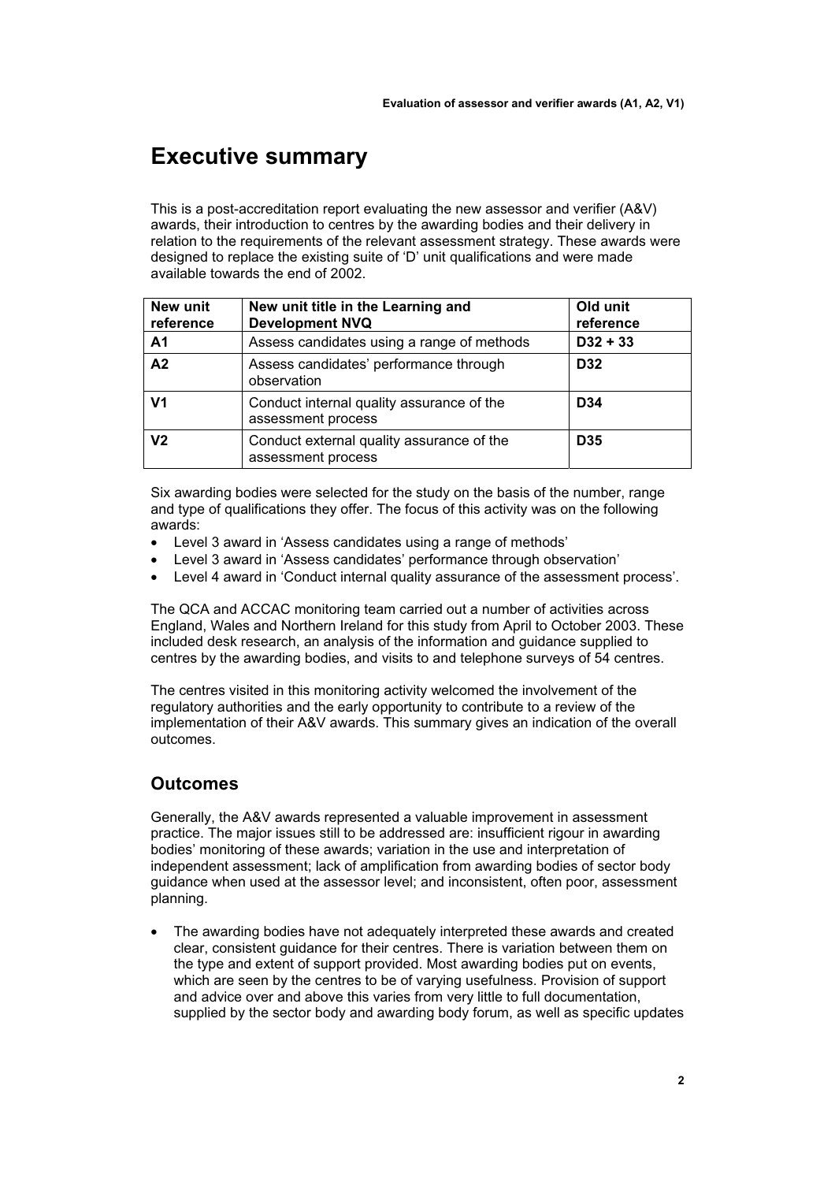# Executive summary

This is a post-accreditation report evaluating the new assessor and verifier (A&V) awards, their introduction to centres by the awarding bodies and their delivery in relation to the requirements of the relevant assessment strategy. These awards were designed to replace the existing suite of 'D' unit qualifications and were made available towards the end of 2002.

| New unit reference | New unit title in the Learning and Development NVQ | Old unit reference |
|---|---|---|
| **A1** | Assess candidates using a range of methods | **D32 + 33** |
| **A2** | Assess candidates' performance through observation | **D32** |
| **V1** | Conduct internal quality assurance of the assessment process | **D34** |
| **V2** | Conduct external quality assurance of the assessment process | **D35** |

Six awarding bodies were selected for the study on the basis of the number, range and type of qualifications they offer. The focus of this activity was on the following awards:

- Level 3 award in 'Assess candidates using a range of methods'
- Level 3 award in 'Assess candidates' performance through observation'
- Level 4 award in 'Conduct internal quality assurance of the assessment process'.

The QCA and ACCAC monitoring team carried out a number of activities across England, Wales and Northern Ireland for this study from April to October 2003. These included desk research, an analysis of the information and guidance supplied to centres by the awarding bodies, and visits to and telephone surveys of 54 centres.

The centres visited in this monitoring activity welcomed the involvement of the regulatory authorities and the early opportunity to contribute to a review of the implementation of their A&V awards. This summary gives an indication of the overall outcomes.

## Outcomes

Generally, the A&V awards represented a valuable improvement in assessment practice. The major issues still to be addressed are: insufficient rigour in awarding bodies' monitoring of these awards; variation in the use and interpretation of independent assessment; lack of amplification from awarding bodies of sector body guidance when used at the assessor level; and inconsistent, often poor, assessment planning.

- The awarding bodies have not adequately interpreted these awards and created clear, consistent guidance for their centres. There is variation between them on the type and extent of support provided. Most awarding bodies put on events, which are seen by the centres to be of varying usefulness. Provision of support and advice over and above this varies from very little to full documentation, supplied by the sector body and awarding body forum, as well as specific updates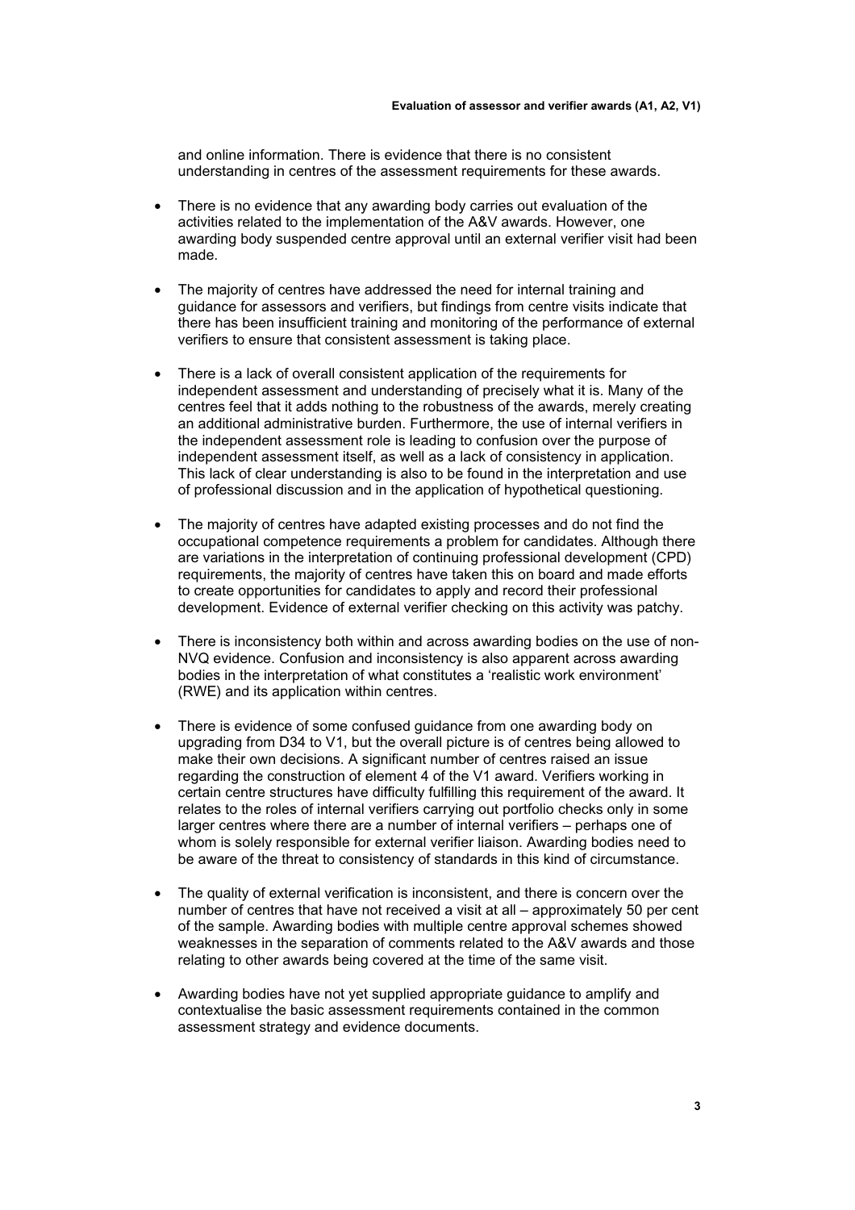and online information. There is evidence that there is no consistent understanding in centres of the assessment requirements for these awards.

- There is no evidence that any awarding body carries out evaluation of the activities related to the implementation of the A&V awards. However, one awarding body suspended centre approval until an external verifier visit had been made.

- The majority of centres have addressed the need for internal training and guidance for assessors and verifiers, but findings from centre visits indicate that there has been insufficient training and monitoring of the performance of external verifiers to ensure that consistent assessment is taking place.

- There is a lack of overall consistent application of the requirements for independent assessment and understanding of precisely what it is. Many of the centres feel that it adds nothing to the robustness of the awards, merely creating an additional administrative burden. Furthermore, the use of internal verifiers in the independent assessment role is leading to confusion over the purpose of independent assessment itself, as well as a lack of consistency in application. This lack of clear understanding is also to be found in the interpretation and use of professional discussion and in the application of hypothetical questioning.

- The majority of centres have adapted existing processes and do not find the occupational competence requirements a problem for candidates. Although there are variations in the interpretation of continuing professional development (CPD) requirements, the majority of centres have taken this on board and made efforts to create opportunities for candidates to apply and record their professional development. Evidence of external verifier checking on this activity was patchy.

- There is inconsistency both within and across awarding bodies on the use of non-NVQ evidence. Confusion and inconsistency is also apparent across awarding bodies in the interpretation of what constitutes a 'realistic work environment' (RWE) and its application within centres.

- There is evidence of some confused guidance from one awarding body on upgrading from D34 to V1, but the overall picture is of centres being allowed to make their own decisions. A significant number of centres raised an issue regarding the construction of element 4 of the V1 award. Verifiers working in certain centre structures have difficulty fulfilling this requirement of the award. It relates to the roles of internal verifiers carrying out portfolio checks only in some larger centres where there are a number of internal verifiers – perhaps one of whom is solely responsible for external verifier liaison. Awarding bodies need to be aware of the threat to consistency of standards in this kind of circumstance.

- The quality of external verification is inconsistent, and there is concern over the number of centres that have not received a visit at all – approximately 50 per cent of the sample. Awarding bodies with multiple centre approval schemes showed weaknesses in the separation of comments related to the A&V awards and those relating to other awards being covered at the time of the same visit.

- Awarding bodies have not yet supplied appropriate guidance to amplify and contextualise the basic assessment requirements contained in the common assessment strategy and evidence documents.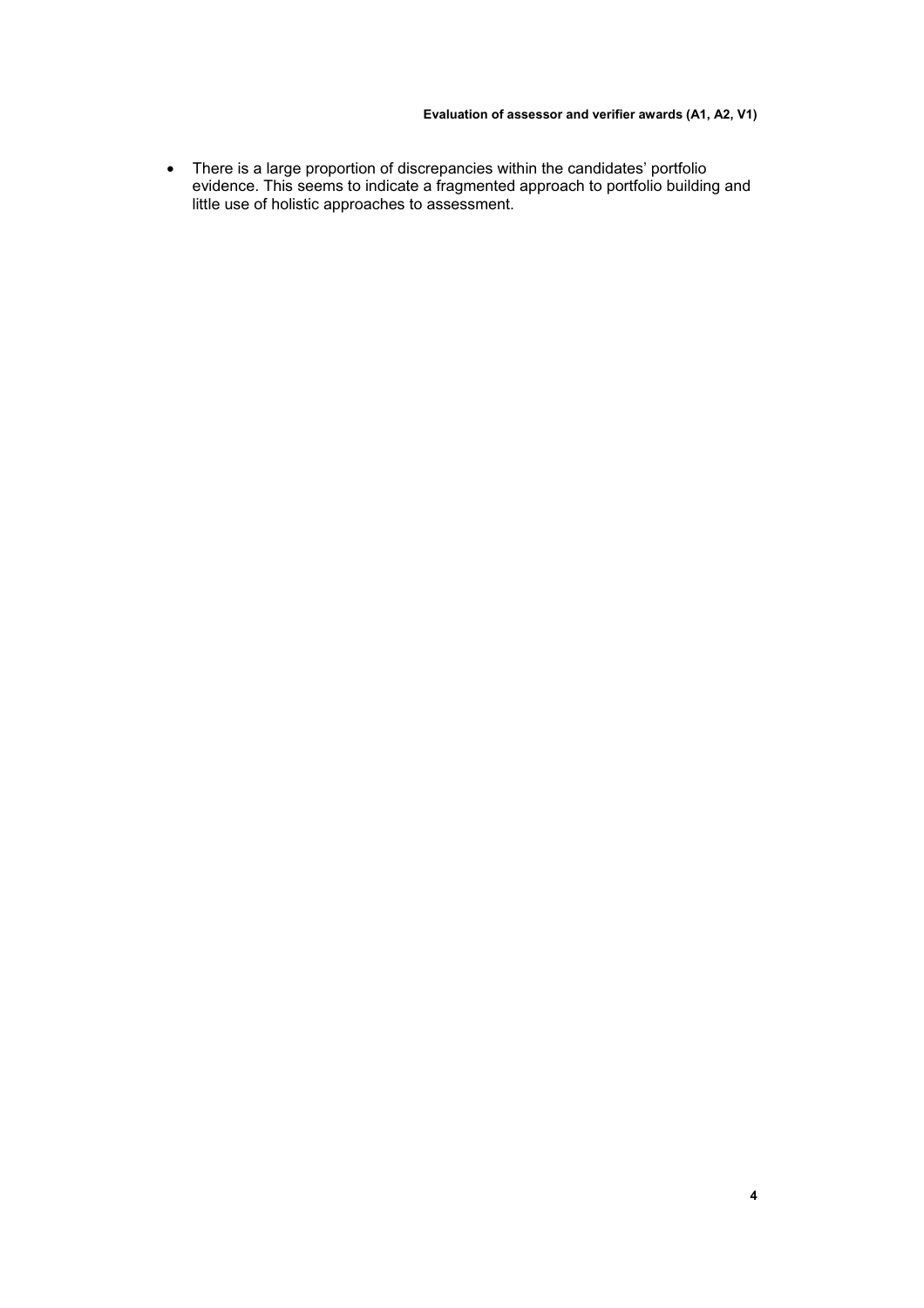- There is a large proportion of discrepancies within the candidates' portfolio evidence. This seems to indicate a fragmented approach to portfolio building and little use of holistic approaches to assessment.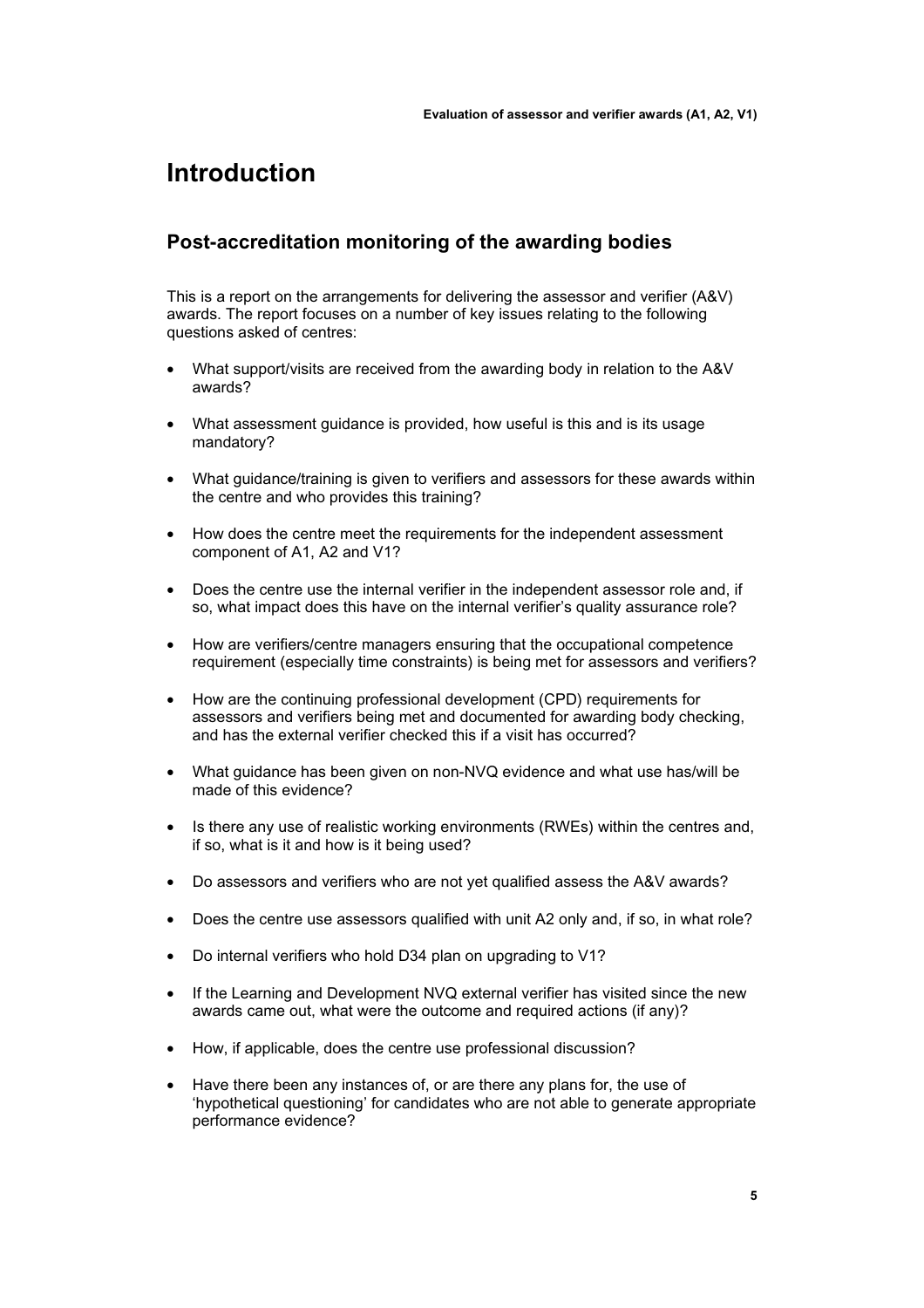# Introduction

## Post-accreditation monitoring of the awarding bodies

This is a report on the arrangements for delivering the assessor and verifier (A&V) awards. The report focuses on a number of key issues relating to the following questions asked of centres:

- What support/visits are received from the awarding body in relation to the A&V awards?
- What assessment guidance is provided, how useful is this and is its usage mandatory?
- What guidance/training is given to verifiers and assessors for these awards within the centre and who provides this training?
- How does the centre meet the requirements for the independent assessment component of A1, A2 and V1?
- Does the centre use the internal verifier in the independent assessor role and, if so, what impact does this have on the internal verifier's quality assurance role?
- How are verifiers/centre managers ensuring that the occupational competence requirement (especially time constraints) is being met for assessors and verifiers?
- How are the continuing professional development (CPD) requirements for assessors and verifiers being met and documented for awarding body checking, and has the external verifier checked this if a visit has occurred?
- What guidance has been given on non-NVQ evidence and what use has/will be made of this evidence?
- Is there any use of realistic working environments (RWEs) within the centres and, if so, what is it and how is it being used?
- Do assessors and verifiers who are not yet qualified assess the A&V awards?
- Does the centre use assessors qualified with unit A2 only and, if so, in what role?
- Do internal verifiers who hold D34 plan on upgrading to V1?
- If the Learning and Development NVQ external verifier has visited since the new awards came out, what were the outcome and required actions (if any)?
- How, if applicable, does the centre use professional discussion?
- Have there been any instances of, or are there any plans for, the use of 'hypothetical questioning' for candidates who are not able to generate appropriate performance evidence?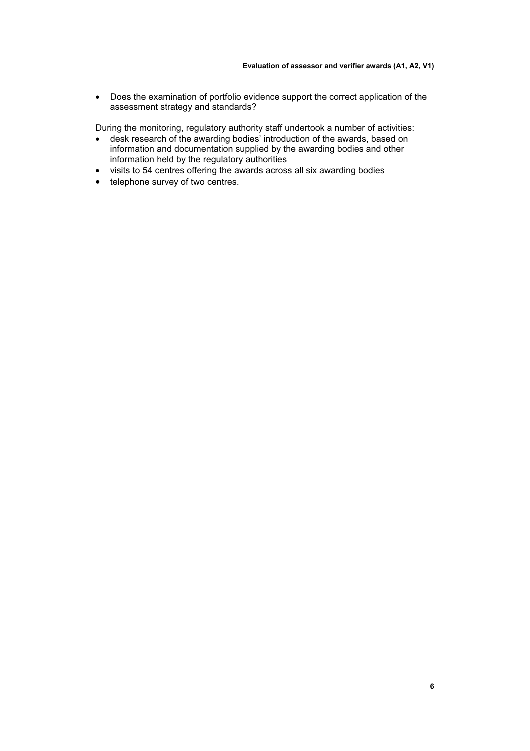- Does the examination of portfolio evidence support the correct application of the assessment strategy and standards?

During the monitoring, regulatory authority staff undertook a number of activities:

- desk research of the awarding bodies' introduction of the awards, based on information and documentation supplied by the awarding bodies and other information held by the regulatory authorities
- visits to 54 centres offering the awards across all six awarding bodies
- telephone survey of two centres.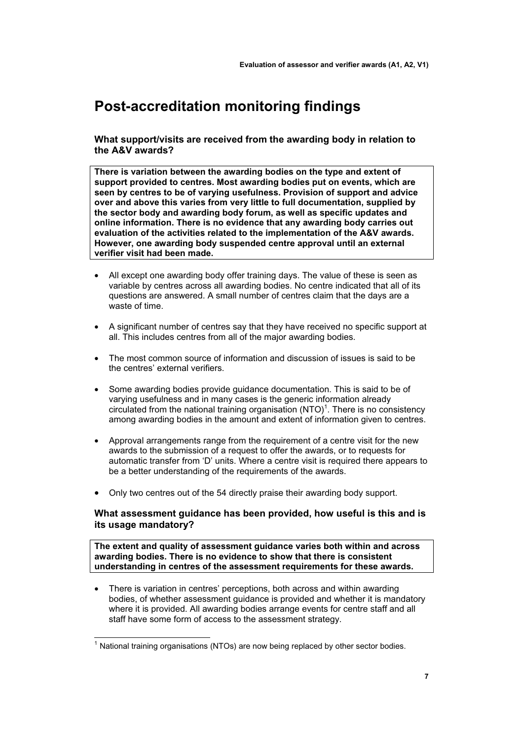# Post-accreditation monitoring findings

### What support/visits are received from the awarding body in relation to the A&V awards?

**There is variation between the awarding bodies on the type and extent of support provided to centres. Most awarding bodies put on events, which are seen by centres to be of varying usefulness. Provision of support and advice over and above this varies from very little to full documentation, supplied by the sector body and awarding body forum, as well as specific updates and online information. There is no evidence that any awarding body carries out evaluation of the activities related to the implementation of the A&V awards. However, one awarding body suspended centre approval until an external verifier visit had been made.**

- All except one awarding body offer training days. The value of these is seen as variable by centres across all awarding bodies. No centre indicated that all of its questions are answered. A small number of centres claim that the days are a waste of time.
- A significant number of centres say that they have received no specific support at all. This includes centres from all of the major awarding bodies.
- The most common source of information and discussion of issues is said to be the centres' external verifiers.
- Some awarding bodies provide guidance documentation. This is said to be of varying usefulness and in many cases is the generic information already circulated from the national training organisation (NTO)[1]. There is no consistency among awarding bodies in the amount and extent of information given to centres.
- Approval arrangements range from the requirement of a centre visit for the new awards to the submission of a request to offer the awards, or to requests for automatic transfer from 'D' units. Where a centre visit is required there appears to be a better understanding of the requirements of the awards.
- Only two centres out of the 54 directly praise their awarding body support.

### What assessment guidance has been provided, how useful is this and is its usage mandatory?

**The extent and quality of assessment guidance varies both within and across awarding bodies. There is no evidence to show that there is consistent understanding in centres of the assessment requirements for these awards.**

- There is variation in centres' perceptions, both across and within awarding bodies, of whether assessment guidance is provided and whether it is mandatory where it is provided. All awarding bodies arrange events for centre staff and all staff have some form of access to the assessment strategy.

[1] National training organisations (NTOs) are now being replaced by other sector bodies.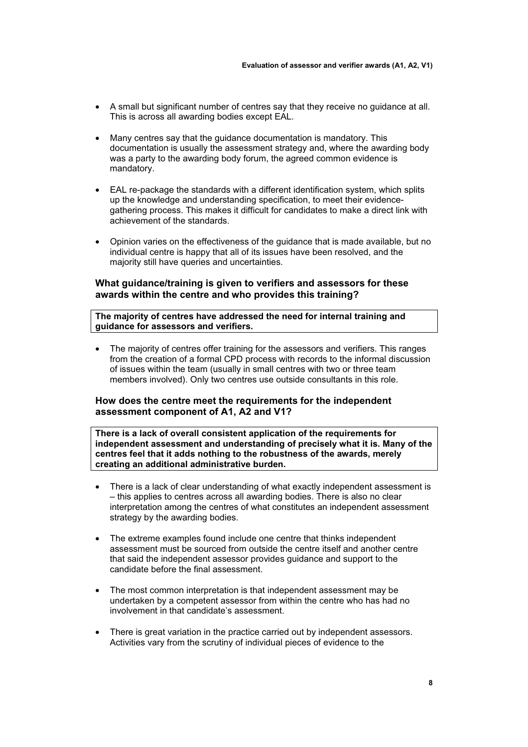- A small but significant number of centres say that they receive no guidance at all. This is across all awarding bodies except EAL.

- Many centres say that the guidance documentation is mandatory. This documentation is usually the assessment strategy and, where the awarding body was a party to the awarding body forum, the agreed common evidence is mandatory.

- EAL re-package the standards with a different identification system, which splits up the knowledge and understanding specification, to meet their evidence-gathering process. This makes it difficult for candidates to make a direct link with achievement of the standards.

- Opinion varies on the effectiveness of the guidance that is made available, but no individual centre is happy that all of its issues have been resolved, and the majority still have queries and uncertainties.

### What guidance/training is given to verifiers and assessors for these awards within the centre and who provides this training?

**The majority of centres have addressed the need for internal training and guidance for assessors and verifiers.**

- The majority of centres offer training for the assessors and verifiers. This ranges from the creation of a formal CPD process with records to the informal discussion of issues within the team (usually in small centres with two or three team members involved). Only two centres use outside consultants in this role.

### How does the centre meet the requirements for the independent assessment component of A1, A2 and V1?

**There is a lack of overall consistent application of the requirements for independent assessment and understanding of precisely what it is. Many of the centres feel that it adds nothing to the robustness of the awards, merely creating an additional administrative burden.**

- There is a lack of clear understanding of what exactly independent assessment is – this applies to centres across all awarding bodies. There is also no clear interpretation among the centres of what constitutes an independent assessment strategy by the awarding bodies.

- The extreme examples found include one centre that thinks independent assessment must be sourced from outside the centre itself and another centre that said the independent assessor provides guidance and support to the candidate before the final assessment.

- The most common interpretation is that independent assessment may be undertaken by a competent assessor from within the centre who has had no involvement in that candidate's assessment.

- There is great variation in the practice carried out by independent assessors. Activities vary from the scrutiny of individual pieces of evidence to the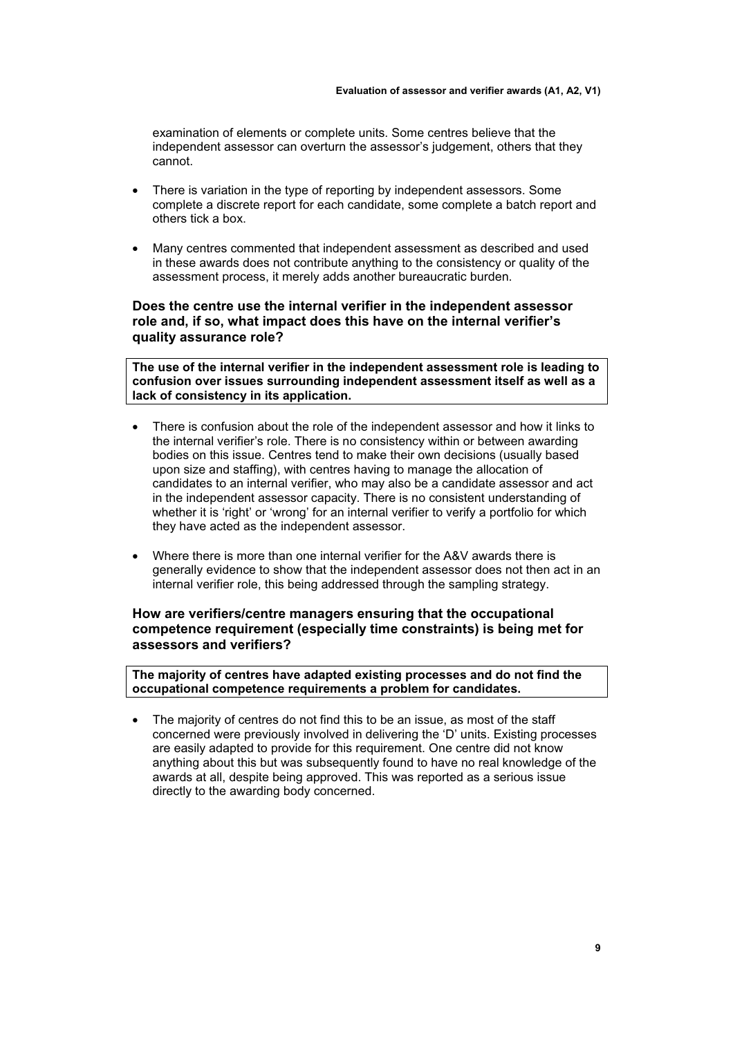examination of elements or complete units. Some centres believe that the independent assessor can overturn the assessor's judgement, others that they cannot.

- There is variation in the type of reporting by independent assessors. Some complete a discrete report for each candidate, some complete a batch report and others tick a box.
- Many centres commented that independent assessment as described and used in these awards does not contribute anything to the consistency or quality of the assessment process, it merely adds another bureaucratic burden.

### Does the centre use the internal verifier in the independent assessor role and, if so, what impact does this have on the internal verifier's quality assurance role?

**The use of the internal verifier in the independent assessment role is leading to confusion over issues surrounding independent assessment itself as well as a lack of consistency in its application.**

- There is confusion about the role of the independent assessor and how it links to the internal verifier's role. There is no consistency within or between awarding bodies on this issue. Centres tend to make their own decisions (usually based upon size and staffing), with centres having to manage the allocation of candidates to an internal verifier, who may also be a candidate assessor and act in the independent assessor capacity. There is no consistent understanding of whether it is 'right' or 'wrong' for an internal verifier to verify a portfolio for which they have acted as the independent assessor.
- Where there is more than one internal verifier for the A&V awards there is generally evidence to show that the independent assessor does not then act in an internal verifier role, this being addressed through the sampling strategy.

### How are verifiers/centre managers ensuring that the occupational competence requirement (especially time constraints) is being met for assessors and verifiers?

**The majority of centres have adapted existing processes and do not find the occupational competence requirements a problem for candidates.**

- The majority of centres do not find this to be an issue, as most of the staff concerned were previously involved in delivering the 'D' units. Existing processes are easily adapted to provide for this requirement. One centre did not know anything about this but was subsequently found to have no real knowledge of the awards at all, despite being approved. This was reported as a serious issue directly to the awarding body concerned.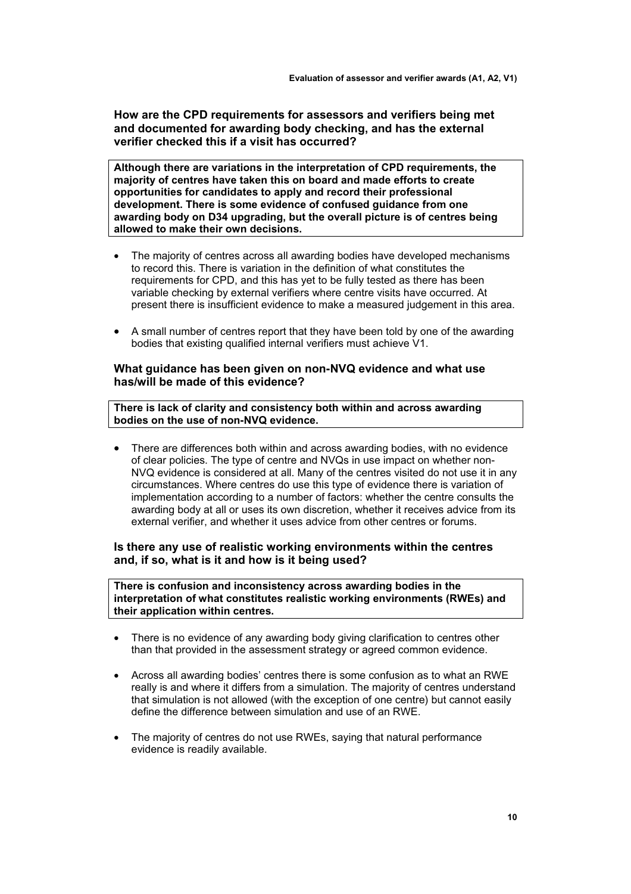### How are the CPD requirements for assessors and verifiers being met and documented for awarding body checking, and has the external verifier checked this if a visit has occurred?

**Although there are variations in the interpretation of CPD requirements, the majority of centres have taken this on board and made efforts to create opportunities for candidates to apply and record their professional development. There is some evidence of confused guidance from one awarding body on D34 upgrading, but the overall picture is of centres being allowed to make their own decisions.**

- The majority of centres across all awarding bodies have developed mechanisms to record this. There is variation in the definition of what constitutes the requirements for CPD, and this has yet to be fully tested as there has been variable checking by external verifiers where centre visits have occurred. At present there is insufficient evidence to make a measured judgement in this area.

- A small number of centres report that they have been told by one of the awarding bodies that existing qualified internal verifiers must achieve V1.

### What guidance has been given on non-NVQ evidence and what use has/will be made of this evidence?

**There is lack of clarity and consistency both within and across awarding bodies on the use of non-NVQ evidence.**

- There are differences both within and across awarding bodies, with no evidence of clear policies. The type of centre and NVQs in use impact on whether non-NVQ evidence is considered at all. Many of the centres visited do not use it in any circumstances. Where centres do use this type of evidence there is variation of implementation according to a number of factors: whether the centre consults the awarding body at all or uses its own discretion, whether it receives advice from its external verifier, and whether it uses advice from other centres or forums.

### Is there any use of realistic working environments within the centres and, if so, what is it and how is it being used?

**There is confusion and inconsistency across awarding bodies in the interpretation of what constitutes realistic working environments (RWEs) and their application within centres.**

- There is no evidence of any awarding body giving clarification to centres other than that provided in the assessment strategy or agreed common evidence.

- Across all awarding bodies' centres there is some confusion as to what an RWE really is and where it differs from a simulation. The majority of centres understand that simulation is not allowed (with the exception of one centre) but cannot easily define the difference between simulation and use of an RWE.

- The majority of centres do not use RWEs, saying that natural performance evidence is readily available.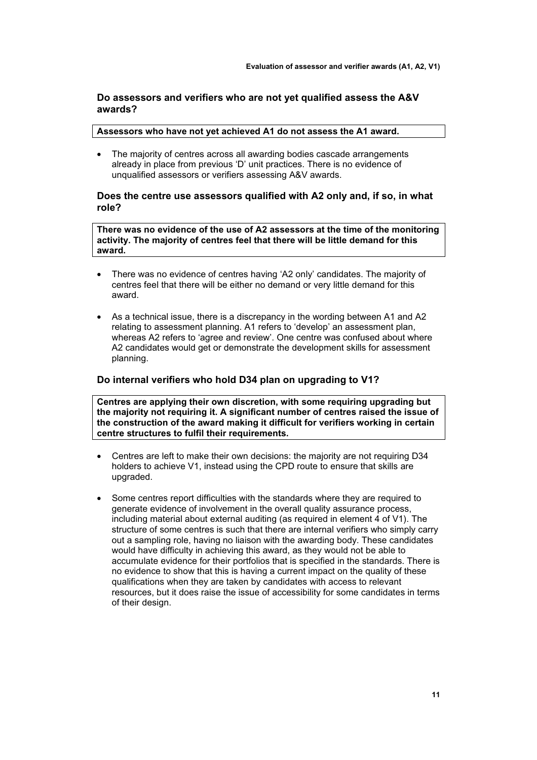### Do assessors and verifiers who are not yet qualified assess the A&V awards?

**Assessors who have not yet achieved A1 do not assess the A1 award.**

- The majority of centres across all awarding bodies cascade arrangements already in place from previous 'D' unit practices. There is no evidence of unqualified assessors or verifiers assessing A&V awards.

### Does the centre use assessors qualified with A2 only and, if so, in what role?

**There was no evidence of the use of A2 assessors at the time of the monitoring activity. The majority of centres feel that there will be little demand for this award.**

- There was no evidence of centres having 'A2 only' candidates. The majority of centres feel that there will be either no demand or very little demand for this award.
- As a technical issue, there is a discrepancy in the wording between A1 and A2 relating to assessment planning. A1 refers to 'develop' an assessment plan, whereas A2 refers to 'agree and review'. One centre was confused about where A2 candidates would get or demonstrate the development skills for assessment planning.

### Do internal verifiers who hold D34 plan on upgrading to V1?

**Centres are applying their own discretion, with some requiring upgrading but the majority not requiring it. A significant number of centres raised the issue of the construction of the award making it difficult for verifiers working in certain centre structures to fulfil their requirements.**

- Centres are left to make their own decisions: the majority are not requiring D34 holders to achieve V1, instead using the CPD route to ensure that skills are upgraded.
- Some centres report difficulties with the standards where they are required to generate evidence of involvement in the overall quality assurance process, including material about external auditing (as required in element 4 of V1). The structure of some centres is such that there are internal verifiers who simply carry out a sampling role, having no liaison with the awarding body. These candidates would have difficulty in achieving this award, as they would not be able to accumulate evidence for their portfolios that is specified in the standards. There is no evidence to show that this is having a current impact on the quality of these qualifications when they are taken by candidates with access to relevant resources, but it does raise the issue of accessibility for some candidates in terms of their design.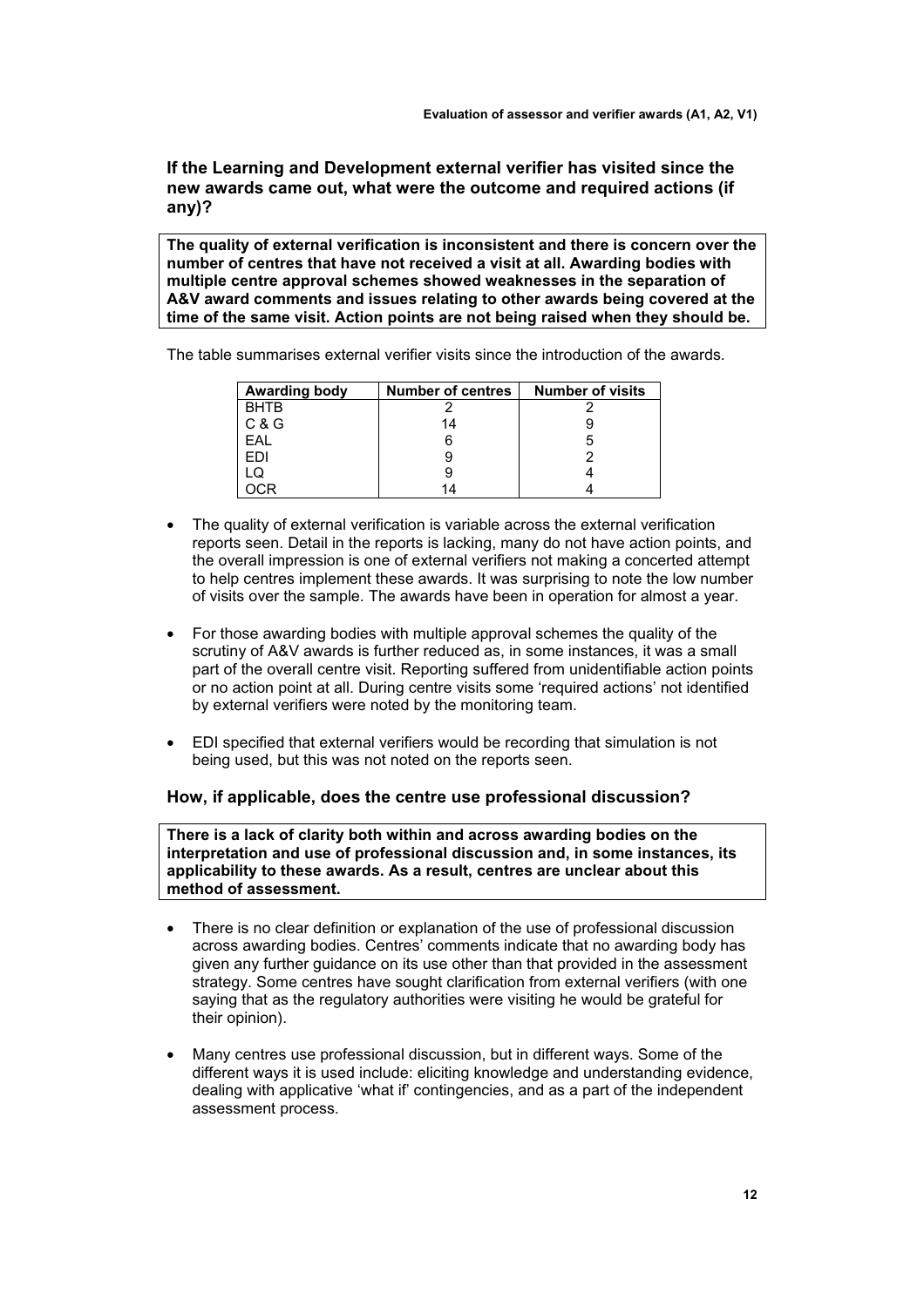### If the Learning and Development external verifier has visited since the new awards came out, what were the outcome and required actions (if any)?

**The quality of external verification is inconsistent and there is concern over the number of centres that have not received a visit at all. Awarding bodies with multiple centre approval schemes showed weaknesses in the separation of A&V award comments and issues relating to other awards being covered at the time of the same visit. Action points are not being raised when they should be.**

The table summarises external verifier visits since the introduction of the awards.

| Awarding body | Number of centres | Number of visits |
|---|---|---|
| BHTB | 2 | 2 |
| C & G | 14 | 9 |
| EAL | 6 | 5 |
| EDI | 9 | 2 |
| LQ | 9 | 4 |
| OCR | 14 | 4 |

- The quality of external verification is variable across the external verification reports seen. Detail in the reports is lacking, many do not have action points, and the overall impression is one of external verifiers not making a concerted attempt to help centres implement these awards. It was surprising to note the low number of visits over the sample. The awards have been in operation for almost a year.
- For those awarding bodies with multiple approval schemes the quality of the scrutiny of A&V awards is further reduced as, in some instances, it was a small part of the overall centre visit. Reporting suffered from unidentifiable action points or no action point at all. During centre visits some 'required actions' not identified by external verifiers were noted by the monitoring team.
- EDI specified that external verifiers would be recording that simulation is not being used, but this was not noted on the reports seen.

### How, if applicable, does the centre use professional discussion?

**There is a lack of clarity both within and across awarding bodies on the interpretation and use of professional discussion and, in some instances, its applicability to these awards. As a result, centres are unclear about this method of assessment.**

- There is no clear definition or explanation of the use of professional discussion across awarding bodies. Centres' comments indicate that no awarding body has given any further guidance on its use other than that provided in the assessment strategy. Some centres have sought clarification from external verifiers (with one saying that as the regulatory authorities were visiting he would be grateful for their opinion).
- Many centres use professional discussion, but in different ways. Some of the different ways it is used include: eliciting knowledge and understanding evidence, dealing with applicative 'what if' contingencies, and as a part of the independent assessment process.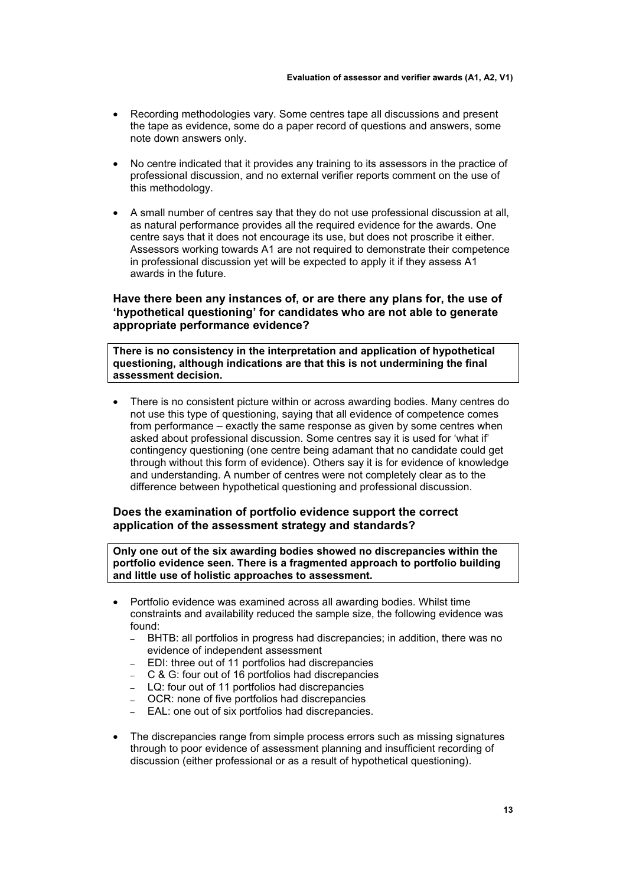- Recording methodologies vary. Some centres tape all discussions and present the tape as evidence, some do a paper record of questions and answers, some note down answers only.
- No centre indicated that it provides any training to its assessors in the practice of professional discussion, and no external verifier reports comment on the use of this methodology.
- A small number of centres say that they do not use professional discussion at all, as natural performance provides all the required evidence for the awards. One centre says that it does not encourage its use, but does not proscribe it either. Assessors working towards A1 are not required to demonstrate their competence in professional discussion yet will be expected to apply it if they assess A1 awards in the future.

### Have there been any instances of, or are there any plans for, the use of 'hypothetical questioning' for candidates who are not able to generate appropriate performance evidence?

**There is no consistency in the interpretation and application of hypothetical questioning, although indications are that this is not undermining the final assessment decision.**

- There is no consistent picture within or across awarding bodies. Many centres do not use this type of questioning, saying that all evidence of competence comes from performance – exactly the same response as given by some centres when asked about professional discussion. Some centres say it is used for 'what if' contingency questioning (one centre being adamant that no candidate could get through without this form of evidence). Others say it is for evidence of knowledge and understanding. A number of centres were not completely clear as to the difference between hypothetical questioning and professional discussion.

### Does the examination of portfolio evidence support the correct application of the assessment strategy and standards?

**Only one out of the six awarding bodies showed no discrepancies within the portfolio evidence seen. There is a fragmented approach to portfolio building and little use of holistic approaches to assessment.**

- Portfolio evidence was examined across all awarding bodies. Whilst time constraints and availability reduced the sample size, the following evidence was found:
  - BHTB: all portfolios in progress had discrepancies; in addition, there was no evidence of independent assessment
  - EDI: three out of 11 portfolios had discrepancies
  - C & G: four out of 16 portfolios had discrepancies
  - LQ: four out of 11 portfolios had discrepancies
  - OCR: none of five portfolios had discrepancies
  - EAL: one out of six portfolios had discrepancies.
- The discrepancies range from simple process errors such as missing signatures through to poor evidence of assessment planning and insufficient recording of discussion (either professional or as a result of hypothetical questioning).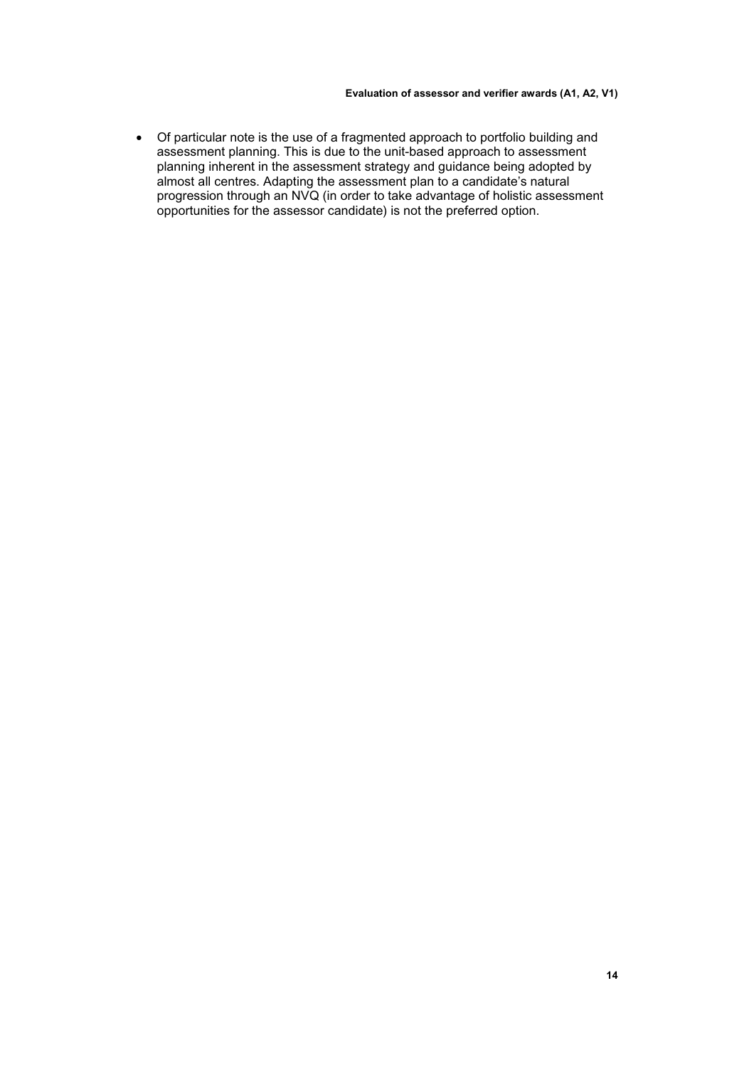- Of particular note is the use of a fragmented approach to portfolio building and assessment planning. This is due to the unit-based approach to assessment planning inherent in the assessment strategy and guidance being adopted by almost all centres. Adapting the assessment plan to a candidate's natural progression through an NVQ (in order to take advantage of holistic assessment opportunities for the assessor candidate) is not the preferred option.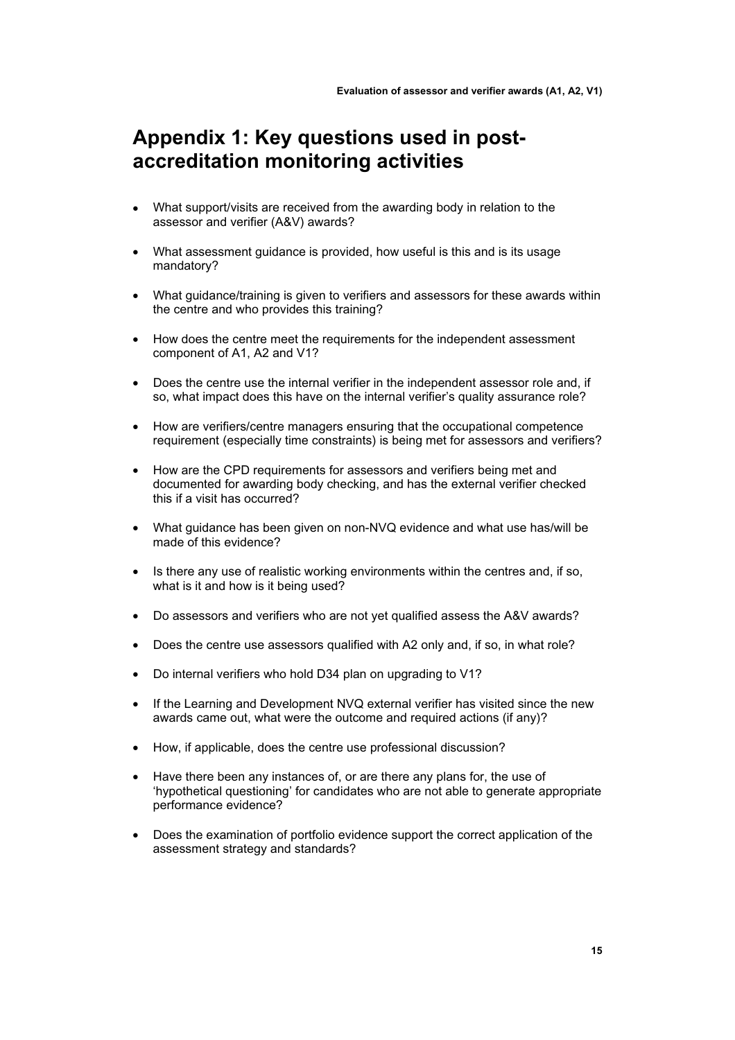# Appendix 1: Key questions used in post-accreditation monitoring activities

- What support/visits are received from the awarding body in relation to the assessor and verifier (A&V) awards?
- What assessment guidance is provided, how useful is this and is its usage mandatory?
- What guidance/training is given to verifiers and assessors for these awards within the centre and who provides this training?
- How does the centre meet the requirements for the independent assessment component of A1, A2 and V1?
- Does the centre use the internal verifier in the independent assessor role and, if so, what impact does this have on the internal verifier's quality assurance role?
- How are verifiers/centre managers ensuring that the occupational competence requirement (especially time constraints) is being met for assessors and verifiers?
- How are the CPD requirements for assessors and verifiers being met and documented for awarding body checking, and has the external verifier checked this if a visit has occurred?
- What guidance has been given on non-NVQ evidence and what use has/will be made of this evidence?
- Is there any use of realistic working environments within the centres and, if so, what is it and how is it being used?
- Do assessors and verifiers who are not yet qualified assess the A&V awards?
- Does the centre use assessors qualified with A2 only and, if so, in what role?
- Do internal verifiers who hold D34 plan on upgrading to V1?
- If the Learning and Development NVQ external verifier has visited since the new awards came out, what were the outcome and required actions (if any)?
- How, if applicable, does the centre use professional discussion?
- Have there been any instances of, or are there any plans for, the use of 'hypothetical questioning' for candidates who are not able to generate appropriate performance evidence?
- Does the examination of portfolio evidence support the correct application of the assessment strategy and standards?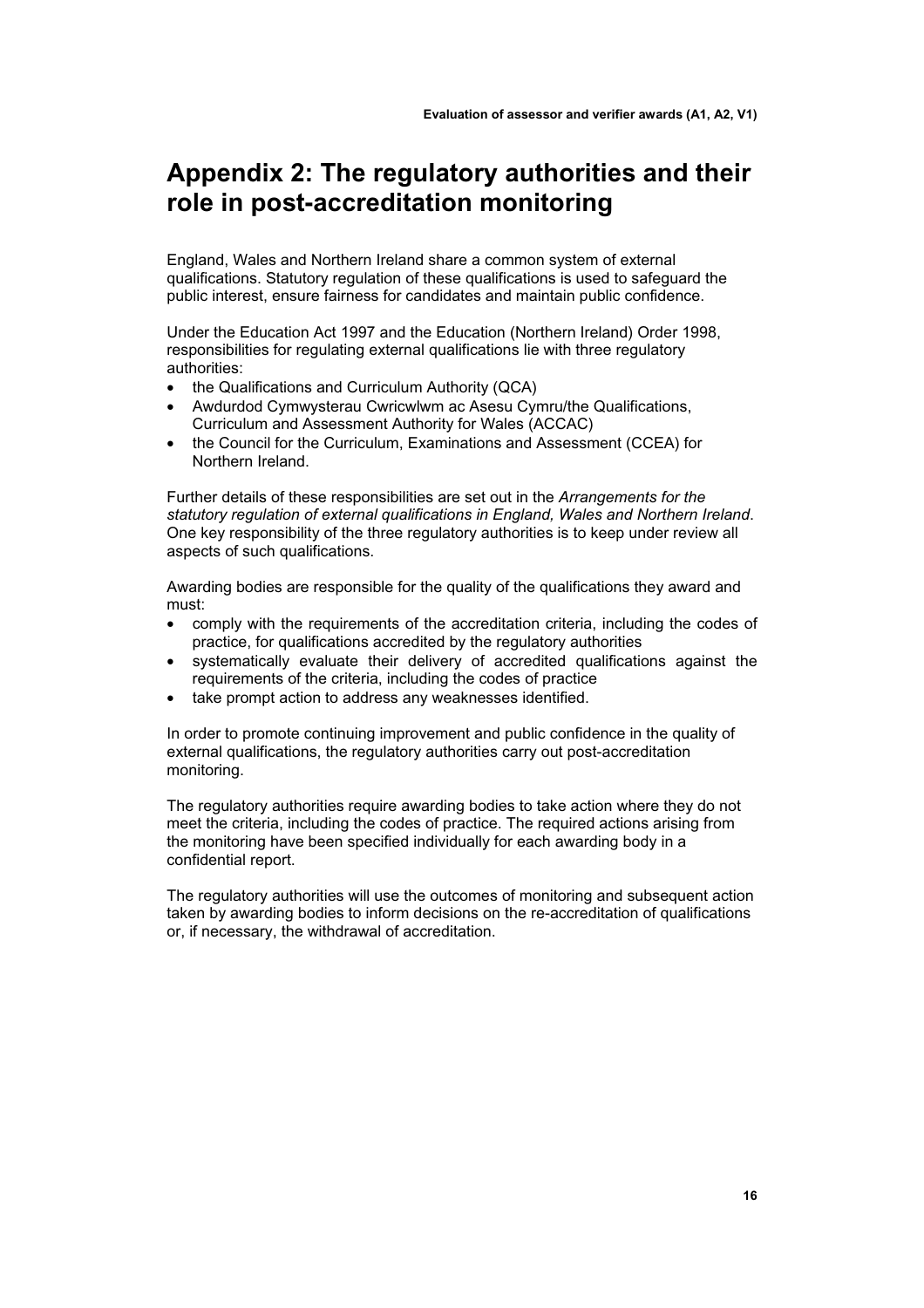# Appendix 2: The regulatory authorities and their role in post-accreditation monitoring

England, Wales and Northern Ireland share a common system of external qualifications. Statutory regulation of these qualifications is used to safeguard the public interest, ensure fairness for candidates and maintain public confidence.

Under the Education Act 1997 and the Education (Northern Ireland) Order 1998, responsibilities for regulating external qualifications lie with three regulatory authorities:

- the Qualifications and Curriculum Authority (QCA)
- Awdurdod Cymwysterau Cwricwlwm ac Asesu Cymru/the Qualifications, Curriculum and Assessment Authority for Wales (ACCAC)
- the Council for the Curriculum, Examinations and Assessment (CCEA) for Northern Ireland.

Further details of these responsibilities are set out in the *Arrangements for the statutory regulation of external qualifications in England, Wales and Northern Ireland*. One key responsibility of the three regulatory authorities is to keep under review all aspects of such qualifications.

Awarding bodies are responsible for the quality of the qualifications they award and must:

- comply with the requirements of the accreditation criteria, including the codes of practice, for qualifications accredited by the regulatory authorities
- systematically evaluate their delivery of accredited qualifications against the requirements of the criteria, including the codes of practice
- take prompt action to address any weaknesses identified.

In order to promote continuing improvement and public confidence in the quality of external qualifications, the regulatory authorities carry out post-accreditation monitoring.

The regulatory authorities require awarding bodies to take action where they do not meet the criteria, including the codes of practice. The required actions arising from the monitoring have been specified individually for each awarding body in a confidential report.

The regulatory authorities will use the outcomes of monitoring and subsequent action taken by awarding bodies to inform decisions on the re-accreditation of qualifications or, if necessary, the withdrawal of accreditation.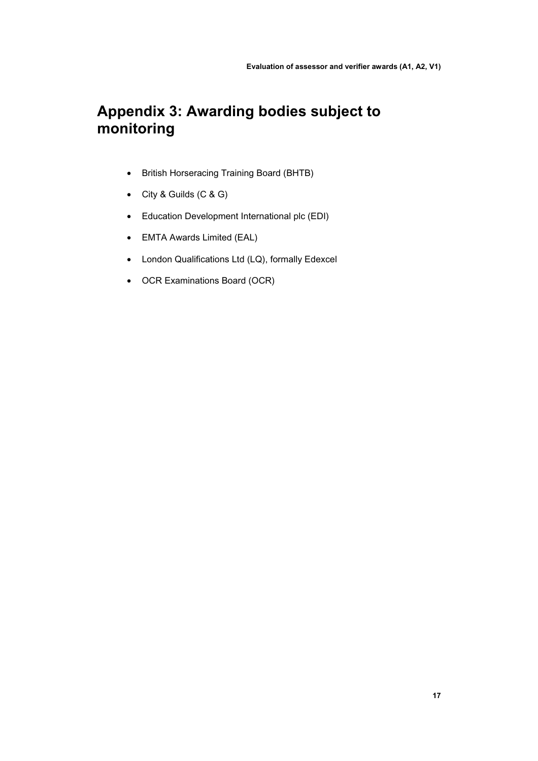# Appendix 3: Awarding bodies subject to monitoring

- British Horseracing Training Board (BHTB)
- City & Guilds (C & G)
- Education Development International plc (EDI)
- EMTA Awards Limited (EAL)
- London Qualifications Ltd (LQ), formally Edexcel
- OCR Examinations Board (OCR)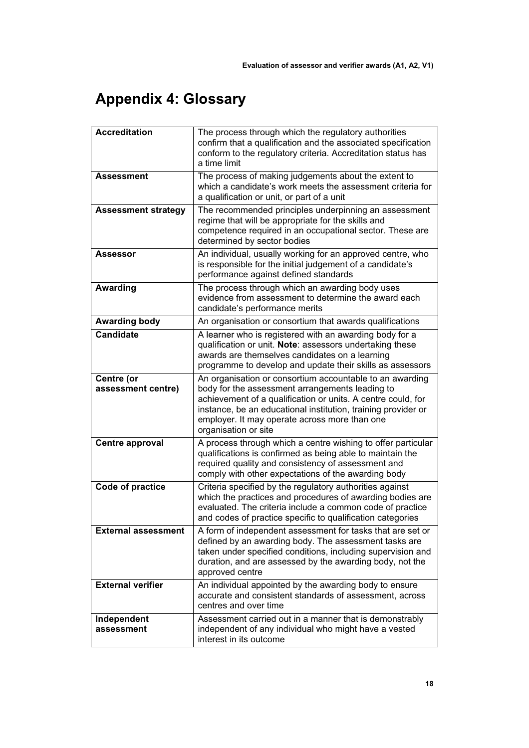# Appendix 4: Glossary

| | |
|---|---|
| **Accreditation** | The process through which the regulatory authorities confirm that a qualification and the associated specification conform to the regulatory criteria. Accreditation status has a time limit |
| **Assessment** | The process of making judgements about the extent to which a candidate's work meets the assessment criteria for a qualification or unit, or part of a unit |
| **Assessment strategy** | The recommended principles underpinning an assessment regime that will be appropriate for the skills and competence required in an occupational sector. These are determined by sector bodies |
| **Assessor** | An individual, usually working for an approved centre, who is responsible for the initial judgement of a candidate's performance against defined standards |
| **Awarding** | The process through which an awarding body uses evidence from assessment to determine the award each candidate's performance merits |
| **Awarding body** | An organisation or consortium that awards qualifications |
| **Candidate** | A learner who is registered with an awarding body for a qualification or unit. **Note**: assessors undertaking these awards are themselves candidates on a learning programme to develop and update their skills as assessors |
| **Centre (or assessment centre)** | An organisation or consortium accountable to an awarding body for the assessment arrangements leading to achievement of a qualification or units. A centre could, for instance, be an educational institution, training provider or employer. It may operate across more than one organisation or site |
| **Centre approval** | A process through which a centre wishing to offer particular qualifications is confirmed as being able to maintain the required quality and consistency of assessment and comply with other expectations of the awarding body |
| **Code of practice** | Criteria specified by the regulatory authorities against which the practices and procedures of awarding bodies are evaluated. The criteria include a common code of practice and codes of practice specific to qualification categories |
| **External assessment** | A form of independent assessment for tasks that are set or defined by an awarding body. The assessment tasks are taken under specified conditions, including supervision and duration, and are assessed by the awarding body, not the approved centre |
| **External verifier** | An individual appointed by the awarding body to ensure accurate and consistent standards of assessment, across centres and over time |
| **Independent assessment** | Assessment carried out in a manner that is demonstrably independent of any individual who might have a vested interest in its outcome |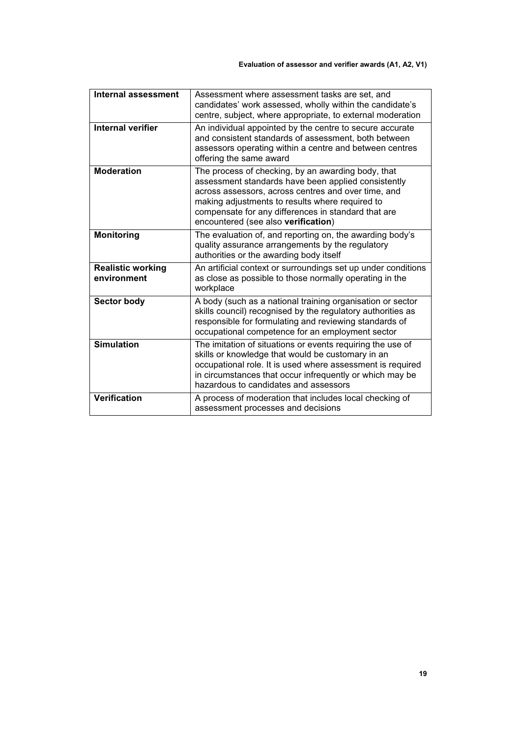| | |
|---|---|
| **Internal assessment** | Assessment where assessment tasks are set, and candidates' work assessed, wholly within the candidate's centre, subject, where appropriate, to external moderation |
| **Internal verifier** | An individual appointed by the centre to secure accurate and consistent standards of assessment, both between assessors operating within a centre and between centres offering the same award |
| **Moderation** | The process of checking, by an awarding body, that assessment standards have been applied consistently across assessors, across centres and over time, and making adjustments to results where required to compensate for any differences in standard that are encountered (see also **verification**) |
| **Monitoring** | The evaluation of, and reporting on, the awarding body's quality assurance arrangements by the regulatory authorities or the awarding body itself |
| **Realistic working environment** | An artificial context or surroundings set up under conditions as close as possible to those normally operating in the workplace |
| **Sector body** | A body (such as a national training organisation or sector skills council) recognised by the regulatory authorities as responsible for formulating and reviewing standards of occupational competence for an employment sector |
| **Simulation** | The imitation of situations or events requiring the use of skills or knowledge that would be customary in an occupational role. It is used where assessment is required in circumstances that occur infrequently or which may be hazardous to candidates and assessors |
| **Verification** | A process of moderation that includes local checking of assessment processes and decisions |